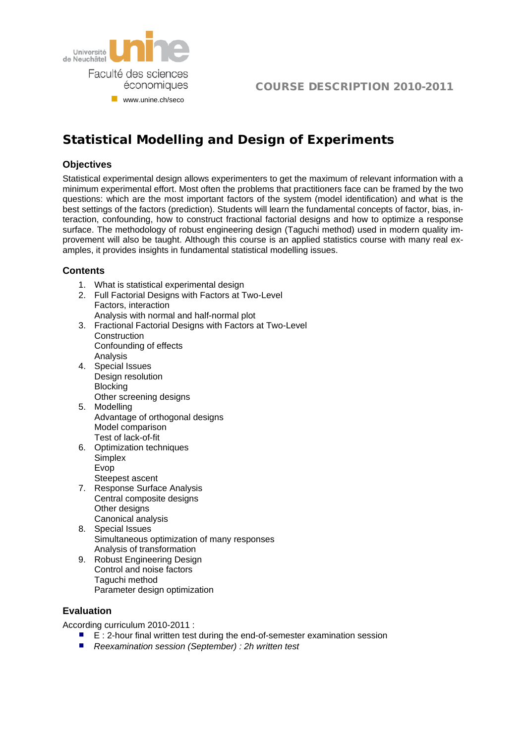Université de Neuchâtel
Faculté des sciences économiques
www.unine.ch/seco

COURSE DESCRIPTION 2010-2011

# Statistical Modelling and Design of Experiments

## Objectives

Statistical experimental design allows experimenters to get the maximum of relevant information with a minimum experimental effort. Most often the problems that practitioners face can be framed by the two questions: which are the most important factors of the system (model identification) and what is the best settings of the factors (prediction). Students will learn the fundamental concepts of factor, bias, interaction, confounding, how to construct fractional factorial designs and how to optimize a response surface. The methodology of robust engineering design (Taguchi method) used in modern quality improvement will also be taught. Although this course is an applied statistics course with many real examples, it provides insights in fundamental statistical modelling issues.

## Contents

1. What is statistical experimental design
2. Full Factorial Designs with Factors at Two-Level
   Factors, interaction
   Analysis with normal and half-normal plot
3. Fractional Factorial Designs with Factors at Two-Level
   Construction
   Confounding of effects
   Analysis
4. Special Issues
   Design resolution
   Blocking
   Other screening designs
5. Modelling
   Advantage of orthogonal designs
   Model comparison
   Test of lack-of-fit
6. Optimization techniques
   Simplex
   Evop
   Steepest ascent
7. Response Surface Analysis
   Central composite designs
   Other designs
   Canonical analysis
8. Special Issues
   Simultaneous optimization of many responses
   Analysis of transformation
9. Robust Engineering Design
   Control and noise factors
   Taguchi method
   Parameter design optimization

## Evaluation

According curriculum 2010-2011 :

- E : 2-hour final written test during the end-of-semester examination session
- *Reexamination session (September) : 2h written test*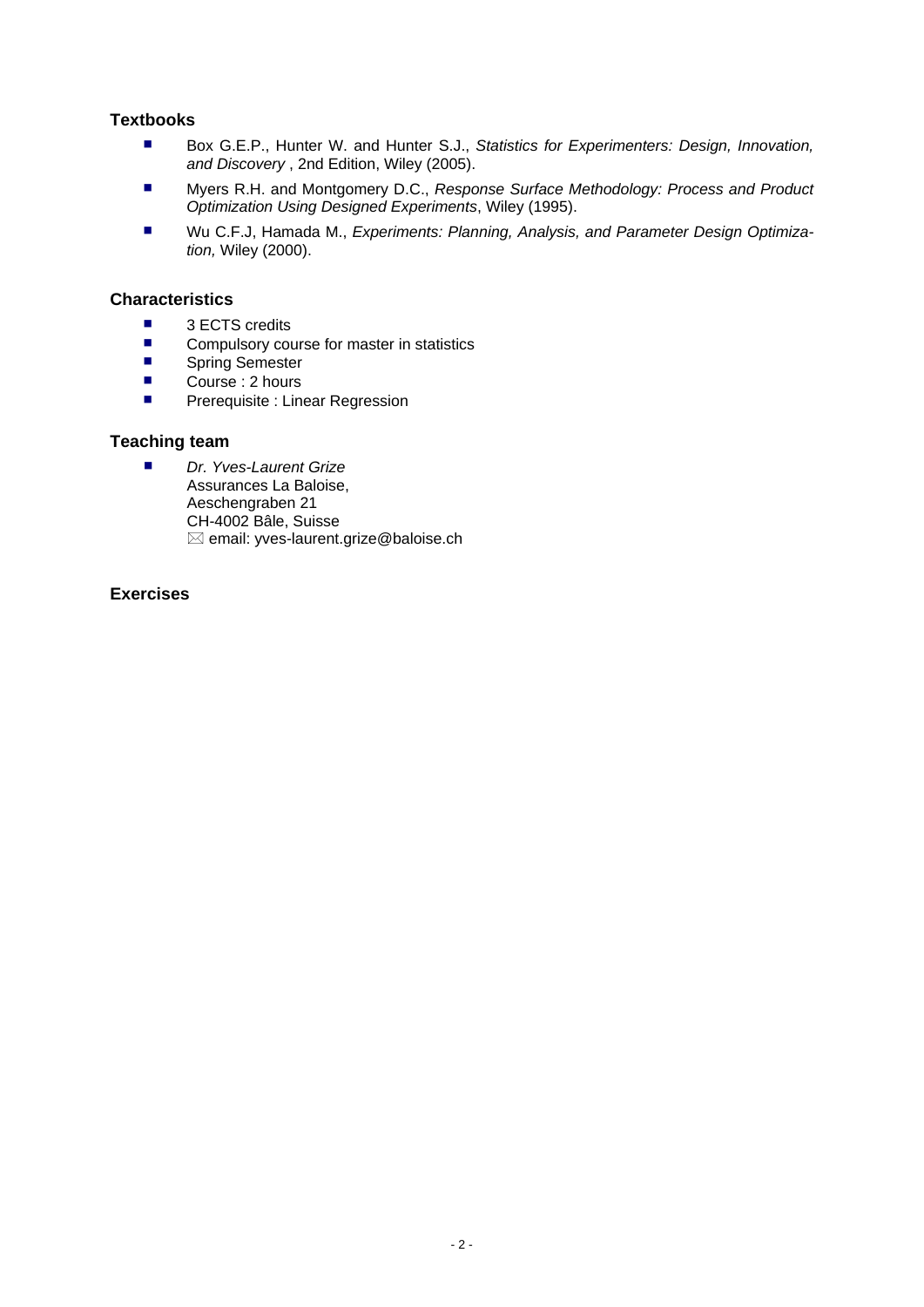## Textbooks

- Box G.E.P., Hunter W. and Hunter S.J., *Statistics for Experimenters: Design, Innovation, and Discovery* , 2nd Edition, Wiley (2005).
- Myers R.H. and Montgomery D.C., *Response Surface Methodology: Process and Product Optimization Using Designed Experiments*, Wiley (1995).
- Wu C.F.J, Hamada M., *Experiments: Planning, Analysis, and Parameter Design Optimization,* Wiley (2000).

## Characteristics

- 3 ECTS credits
- Compulsory course for master in statistics
- Spring Semester
- Course : 2 hours
- Prerequisite : Linear Regression

## Teaching team

- *Dr. Yves-Laurent Grize*
  Assurances La Baloise,
  Aeschengraben 21
  CH-4002 Bâle, Suisse
  ✉ email: yves-laurent.grize@baloise.ch

## Exercises